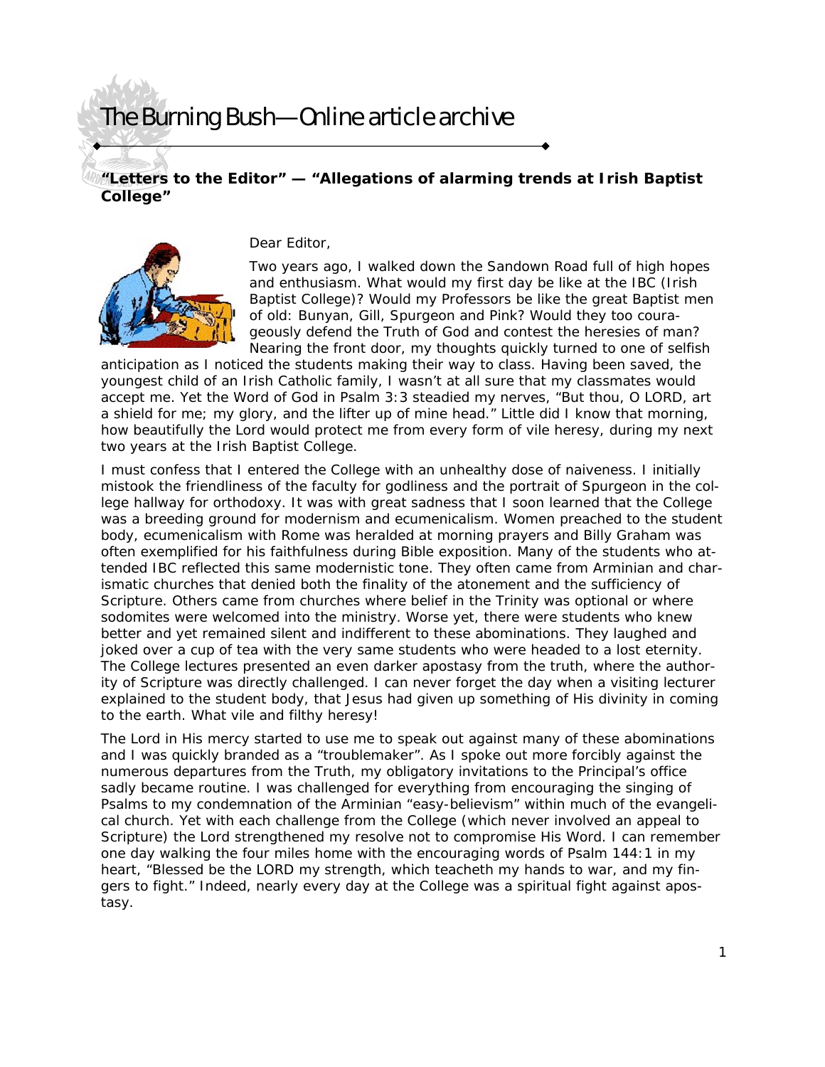# The Burning Bush—Online article archive

**"Letters to the Editor" — "Allegations of alarming trends at Irish Baptist College"**

Dear Editor,

Two years ago, I walked down the Sandown Road full of high hopes and enthusiasm. What would my first day be like at the IBC (Irish Baptist College)? Would my Professors be like the great Baptist men of old: Bunyan, Gill, Spurgeon and Pink? Would they too courageously defend the Truth of God and contest the heresies of man? Nearing the front door, my thoughts quickly turned to one of selfish anticipation as I noticed the students making their way to class. Having been saved, the youngest child of an Irish Catholic family, I wasn't at all sure that my classmates would accept me. Yet the Word of God in Psalm 3:3 steadied my nerves, "But thou, O LORD, art a shield for me; my glory, and the lifter up of mine head." Little did I know that morning, how beautifully the Lord would protect me from every form of vile heresy, during my next two years at the Irish Baptist College.

I must confess that I entered the College with an unhealthy dose of naiveness. I initially mistook the friendliness of the faculty for godliness and the portrait of Spurgeon in the college hallway for orthodoxy. It was with great sadness that I soon learned that the College was a breeding ground for modernism and ecumenicalism. Women preached to the student body, ecumenicalism with Rome was heralded at morning prayers and Billy Graham was often exemplified for his faithfulness during Bible exposition. Many of the students who attended IBC reflected this same modernistic tone. They often came from Arminian and charismatic churches that denied both the finality of the atonement and the sufficiency of Scripture. Others came from churches where belief in the Trinity was optional or where sodomites were welcomed into the ministry. Worse yet, there were students who knew better and yet remained silent and indifferent to these abominations. They laughed and joked over a cup of tea with the very same students who were headed to a lost eternity. The College lectures presented an even darker apostasy from the truth, where the authority of Scripture was directly challenged. I can never forget the day when a visiting lecturer explained to the student body, that Jesus had given up something of His divinity in coming to the earth. What vile and filthy heresy!

The Lord in His mercy started to use me to speak out against many of these abominations and I was quickly branded as a "troublemaker". As I spoke out more forcibly against the numerous departures from the Truth, my obligatory invitations to the Principal's office sadly became routine. I was challenged for everything from encouraging the singing of Psalms to my condemnation of the Arminian "easy-believism" within much of the evangelical church. Yet with each challenge from the College (which never involved an appeal to Scripture) the Lord strengthened my resolve not to compromise His Word. I can remember one day walking the four miles home with the encouraging words of Psalm 144:1 in my heart, "Blessed be the LORD my strength, which teacheth my hands to war, and my fingers to fight." Indeed, nearly every day at the College was a spiritual fight against apostasy.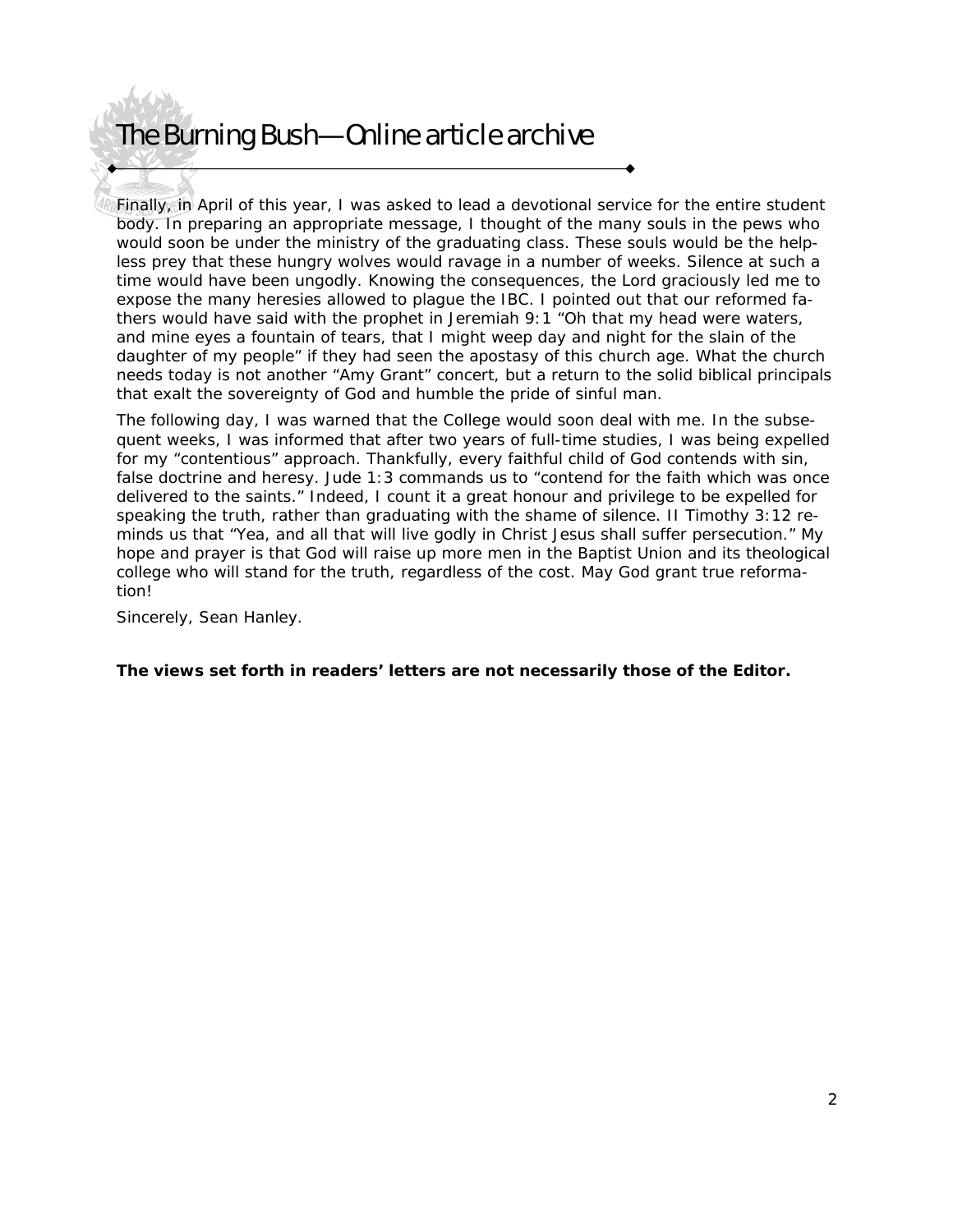Finally, in April of this year, I was asked to lead a devotional service for the entire student body. In preparing an appropriate message, I thought of the many souls in the pews who would soon be under the ministry of the graduating class. These souls would be the helpless prey that these hungry wolves would ravage in a number of weeks. Silence at such a time would have been ungodly. Knowing the consequences, the Lord graciously led me to expose the many heresies allowed to plague the IBC. I pointed out that our reformed fathers would have said with the prophet in Jeremiah 9:1 "Oh that my head were waters, and mine eyes a fountain of tears, that I might weep day and night for the slain of the daughter of my people" if they had seen the apostasy of this church age. What the church needs today is not another "Amy Grant" concert, but a return to the solid biblical principals that exalt the sovereignty of God and humble the pride of sinful man.

The following day, I was warned that the College would soon deal with me. In the subsequent weeks, I was informed that after two years of full-time studies, I was being expelled for my "contentious" approach. Thankfully, every faithful child of God contends with sin, false doctrine and heresy. Jude 1:3 commands us to "contend for the faith which was once delivered to the saints." Indeed, I count it a great honour and privilege to be expelled for speaking the truth, rather than graduating with the shame of silence. II Timothy 3:12 reminds us that "Yea, and all that will live godly in Christ Jesus shall suffer persecution." My hope and prayer is that God will raise up more men in the Baptist Union and its theological college who will stand for the truth, regardless of the cost. May God grant true reformation!

Sincerely, Sean Hanley.

**The views set forth in readers' letters are not necessarily those of the Editor.**